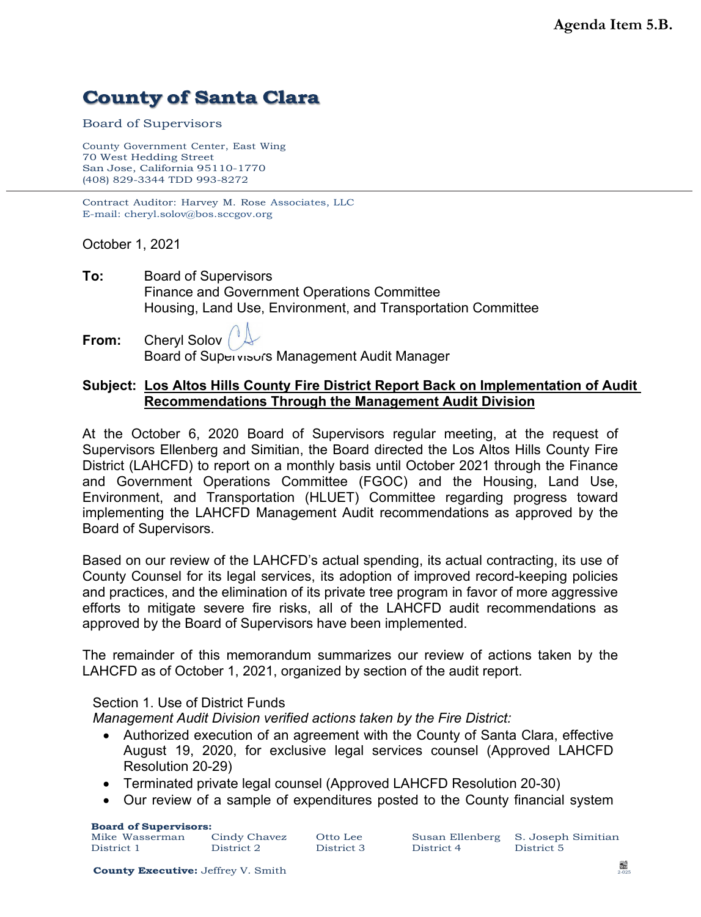**Agenda Item 5.B.**

# County of Santa Clara

Board of Supervisors

County Government Center, East Wing
70 West Hedding Street
San Jose, California 95110-1770
(408) 829-3344 TDD 993-8272

Contract Auditor: Harvey M. Rose Associates, LLC
E-mail: cheryl.solov@bos.sccgov.org

October 1, 2021

**To:** Board of Supervisors
Finance and Government Operations Committee
Housing, Land Use, Environment, and Transportation Committee

**From:** Cheryl Solov
Board of Supervisors Management Audit Manager

**Subject: Los Altos Hills County Fire District Report Back on Implementation of Audit Recommendations Through the Management Audit Division**

At the October 6, 2020 Board of Supervisors regular meeting, at the request of Supervisors Ellenberg and Simitian, the Board directed the Los Altos Hills County Fire District (LAHCFD) to report on a monthly basis until October 2021 through the Finance and Government Operations Committee (FGOC) and the Housing, Land Use, Environment, and Transportation (HLUET) Committee regarding progress toward implementing the LAHCFD Management Audit recommendations as approved by the Board of Supervisors.

Based on our review of the LAHCFD's actual spending, its actual contracting, its use of County Counsel for its legal services, its adoption of improved record-keeping policies and practices, and the elimination of its private tree program in favor of more aggressive efforts to mitigate severe fire risks, all of the LAHCFD audit recommendations as approved by the Board of Supervisors have been implemented.

The remainder of this memorandum summarizes our review of actions taken by the LAHCFD as of October 1, 2021, organized by section of the audit report.

Section 1. Use of District Funds

*Management Audit Division verified actions taken by the Fire District:*

- Authorized execution of an agreement with the County of Santa Clara, effective August 19, 2020, for exclusive legal services counsel (Approved LAHCFD Resolution 20-29)
- Terminated private legal counsel (Approved LAHCFD Resolution 20-30)
- Our review of a sample of expenditures posted to the County financial system

**Board of Supervisors:**
Mike Wasserman, District 1
Cindy Chavez, District 2
Otto Lee, District 3
Susan Ellenberg, District 4
S. Joseph Simitian, District 5

**County Executive:** Jeffrey V. Smith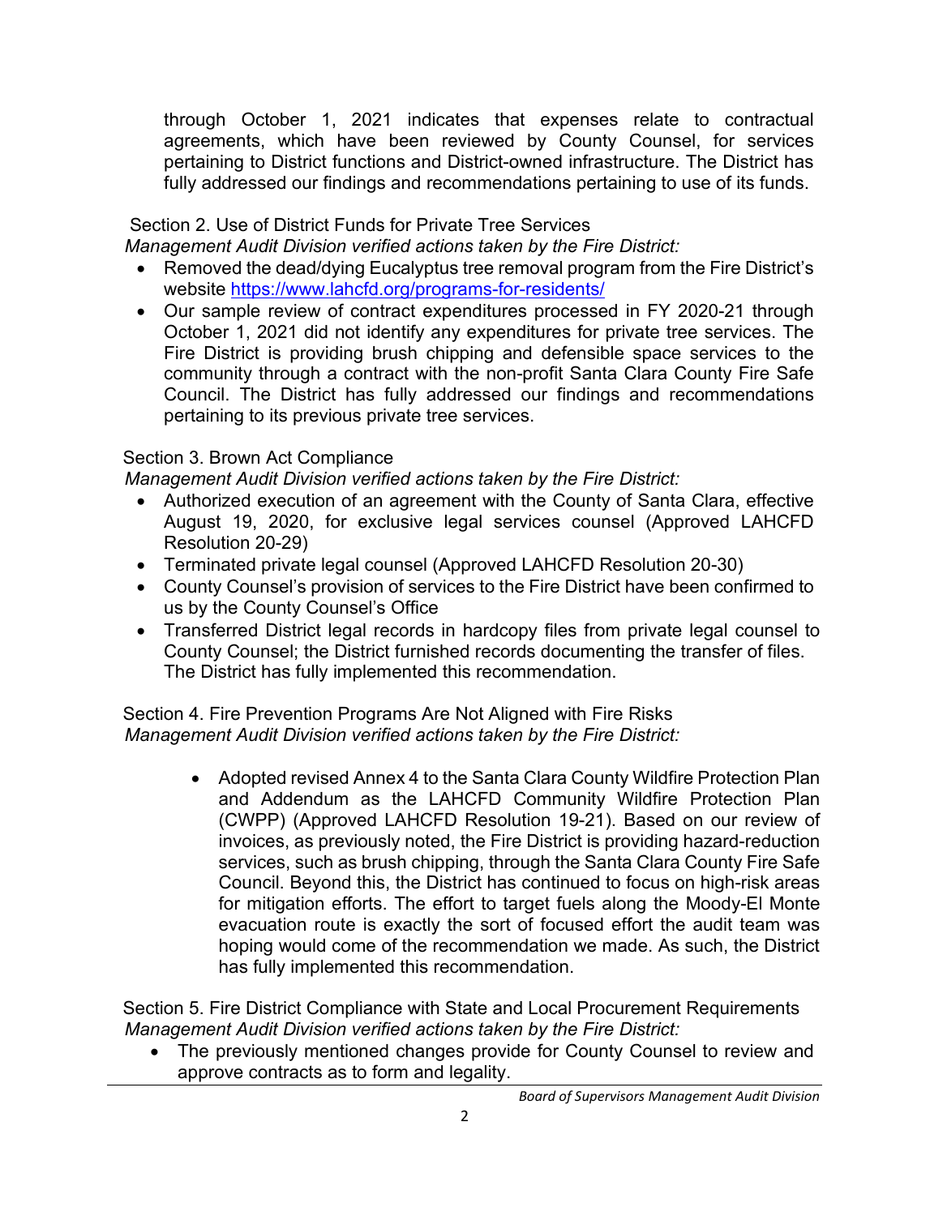through October 1, 2021 indicates that expenses relate to contractual agreements, which have been reviewed by County Counsel, for services pertaining to District functions and District-owned infrastructure. The District has fully addressed our findings and recommendations pertaining to use of its funds.

Section 2. Use of District Funds for Private Tree Services

*Management Audit Division verified actions taken by the Fire District:*

- Removed the dead/dying Eucalyptus tree removal program from the Fire District's website https://www.lahcfd.org/programs-for-residents/
- Our sample review of contract expenditures processed in FY 2020-21 through October 1, 2021 did not identify any expenditures for private tree services. The Fire District is providing brush chipping and defensible space services to the community through a contract with the non-profit Santa Clara County Fire Safe Council. The District has fully addressed our findings and recommendations pertaining to its previous private tree services.

Section 3. Brown Act Compliance

*Management Audit Division verified actions taken by the Fire District:*

- Authorized execution of an agreement with the County of Santa Clara, effective August 19, 2020, for exclusive legal services counsel (Approved LAHCFD Resolution 20-29)
- Terminated private legal counsel (Approved LAHCFD Resolution 20-30)
- County Counsel's provision of services to the Fire District have been confirmed to us by the County Counsel's Office
- Transferred District legal records in hardcopy files from private legal counsel to County Counsel; the District furnished records documenting the transfer of files. The District has fully implemented this recommendation.

Section 4. Fire Prevention Programs Are Not Aligned with Fire Risks

*Management Audit Division verified actions taken by the Fire District:*

- Adopted revised Annex 4 to the Santa Clara County Wildfire Protection Plan and Addendum as the LAHCFD Community Wildfire Protection Plan (CWPP) (Approved LAHCFD Resolution 19-21). Based on our review of invoices, as previously noted, the Fire District is providing hazard-reduction services, such as brush chipping, through the Santa Clara County Fire Safe Council. Beyond this, the District has continued to focus on high-risk areas for mitigation efforts. The effort to target fuels along the Moody-El Monte evacuation route is exactly the sort of focused effort the audit team was hoping would come of the recommendation we made. As such, the District has fully implemented this recommendation.

Section 5. Fire District Compliance with State and Local Procurement Requirements

*Management Audit Division verified actions taken by the Fire District:*

- The previously mentioned changes provide for County Counsel to review and approve contracts as to form and legality.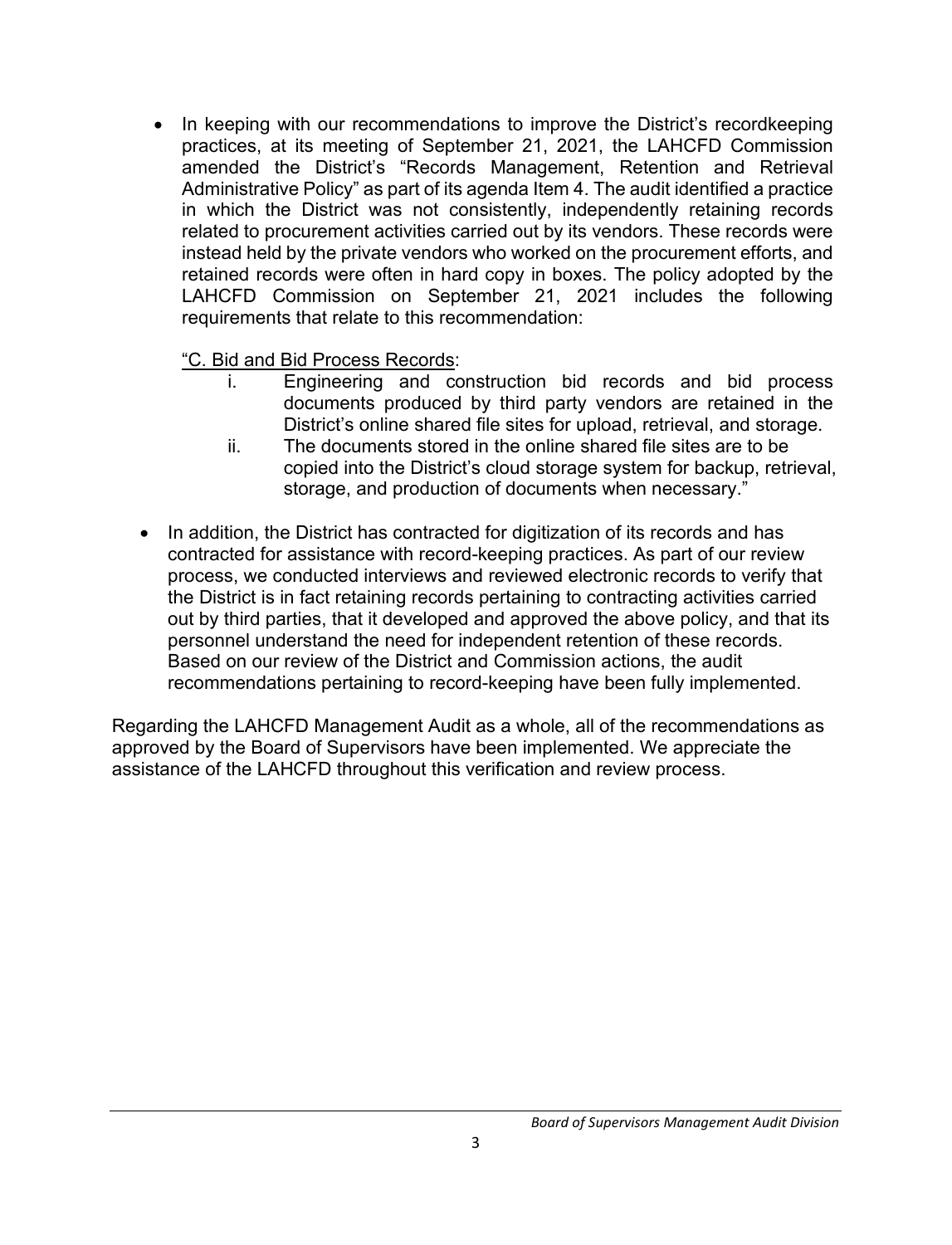- In keeping with our recommendations to improve the District's recordkeeping practices, at its meeting of September 21, 2021, the LAHCFD Commission amended the District's "Records Management, Retention and Retrieval Administrative Policy" as part of its agenda Item 4. The audit identified a practice in which the District was not consistently, independently retaining records related to procurement activities carried out by its vendors. These records were instead held by the private vendors who worked on the procurement efforts, and retained records were often in hard copy in boxes. The policy adopted by the LAHCFD Commission on September 21, 2021 includes the following requirements that relate to this recommendation:

  "C. Bid and Bid Process Records:

  i. Engineering and construction bid records and bid process documents produced by third party vendors are retained in the District's online shared file sites for upload, retrieval, and storage.

  ii. The documents stored in the online shared file sites are to be copied into the District's cloud storage system for backup, retrieval, storage, and production of documents when necessary."

- In addition, the District has contracted for digitization of its records and has contracted for assistance with record-keeping practices. As part of our review process, we conducted interviews and reviewed electronic records to verify that the District is in fact retaining records pertaining to contracting activities carried out by third parties, that it developed and approved the above policy, and that its personnel understand the need for independent retention of these records. Based on our review of the District and Commission actions, the audit recommendations pertaining to record-keeping have been fully implemented.

Regarding the LAHCFD Management Audit as a whole, all of the recommendations as approved by the Board of Supervisors have been implemented. We appreciate the assistance of the LAHCFD throughout this verification and review process.